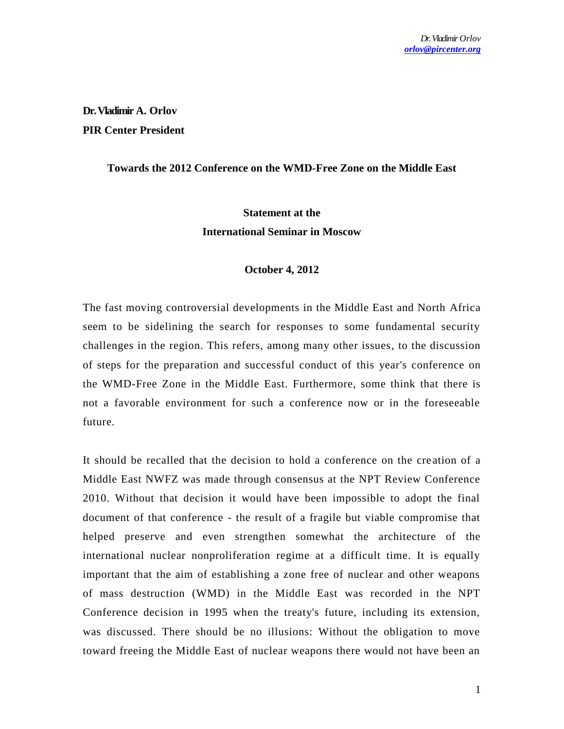**Dr. Vladimir A. Orlov**

**PIR Center President**

## Towards the 2012 Conference on the WMD-Free Zone on the Middle East

### Statement at the International Seminar in Moscow

**October 4, 2012**

The fast moving controversial developments in the Middle East and North Africa seem to be sidelining the search for responses to some fundamental security challenges in the region. This refers, among many other issues, to the discussion of steps for the preparation and successful conduct of this year's conference on the WMD-Free Zone in the Middle East. Furthermore, some think that there is not a favorable environment for such a conference now or in the foreseeable future.

It should be recalled that the decision to hold a conference on the creation of a Middle East NWFZ was made through consensus at the NPT Review Conference 2010. Without that decision it would have been impossible to adopt the final document of that conference - the result of a fragile but viable compromise that helped preserve and even strengthen somewhat the architecture of the international nuclear nonproliferation regime at a difficult time. It is equally important that the aim of establishing a zone free of nuclear and other weapons of mass destruction (WMD) in the Middle East was recorded in the NPT Conference decision in 1995 when the treaty's future, including its extension, was discussed. There should be no illusions: Without the obligation to move toward freeing the Middle East of nuclear weapons there would not have been an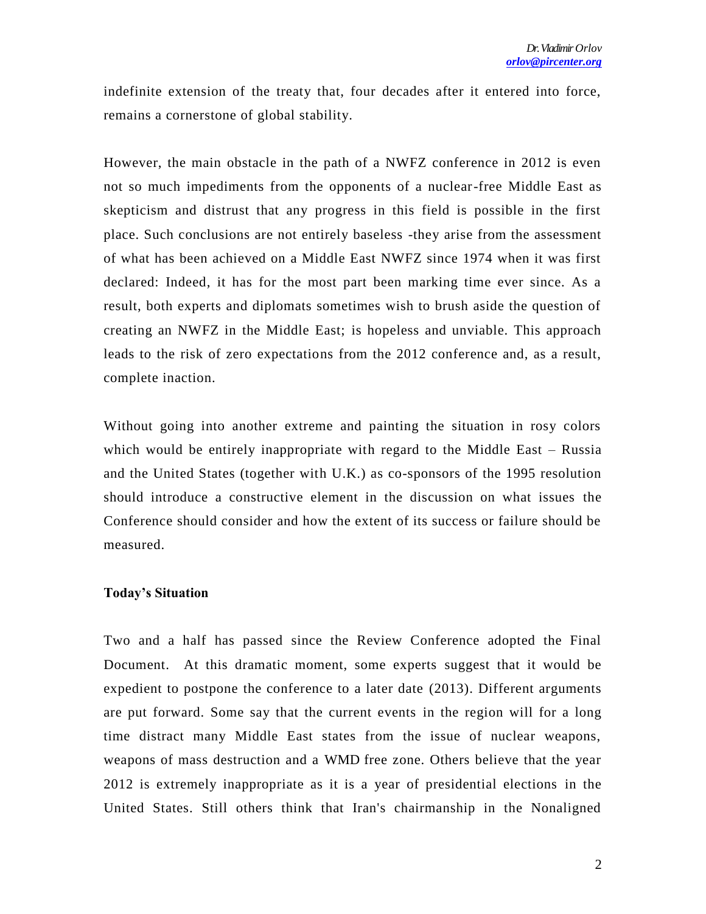indefinite extension of the treaty that, four decades after it entered into force, remains a cornerstone of global stability.

However, the main obstacle in the path of a NWFZ conference in 2012 is even not so much impediments from the opponents of a nuclear-free Middle East as skepticism and distrust that any progress in this field is possible in the first place. Such conclusions are not entirely baseless -they arise from the assessment of what has been achieved on a Middle East NWFZ since 1974 when it was first declared: Indeed, it has for the most part been marking time ever since. As a result, both experts and diplomats sometimes wish to brush aside the question of creating an NWFZ in the Middle East; is hopeless and unviable. This approach leads to the risk of zero expectations from the 2012 conference and, as a result, complete inaction.

Without going into another extreme and painting the situation in rosy colors which would be entirely inappropriate with regard to the Middle East – Russia and the United States (together with U.K.) as co-sponsors of the 1995 resolution should introduce a constructive element in the discussion on what issues the Conference should consider and how the extent of its success or failure should be measured.

**Today's Situation**

Two and a half has passed since the Review Conference adopted the Final Document. At this dramatic moment, some experts suggest that it would be expedient to postpone the conference to a later date (2013). Different arguments are put forward. Some say that the current events in the region will for a long time distract many Middle East states from the issue of nuclear weapons, weapons of mass destruction and a WMD free zone. Others believe that the year 2012 is extremely inappropriate as it is a year of presidential elections in the United States. Still others think that Iran's chairmanship in the Nonaligned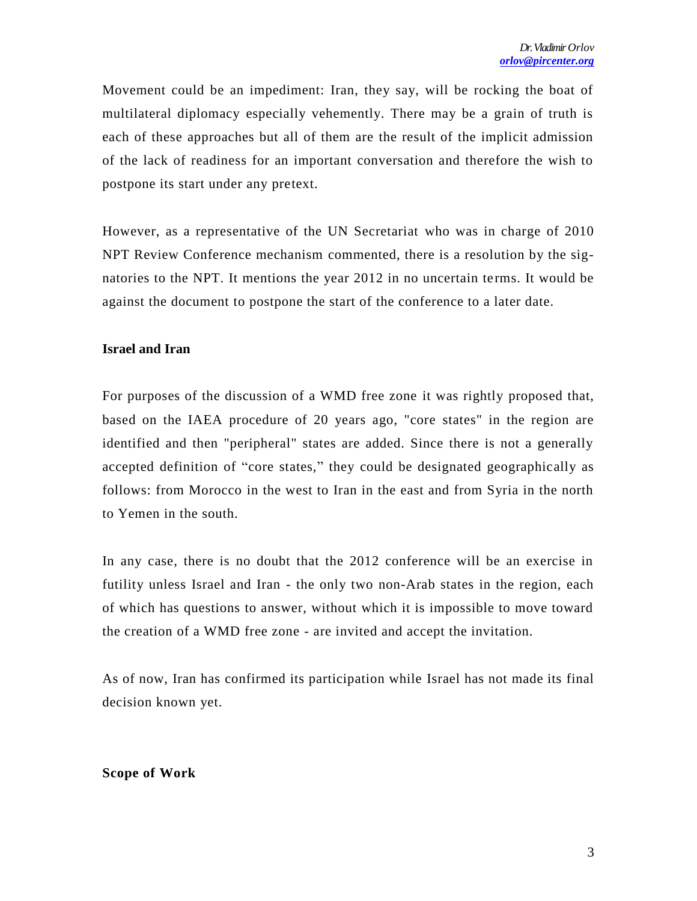Movement could be an impediment: Iran, they say, will be rocking the boat of multilateral diplomacy especially vehemently. There may be a grain of truth is each of these approaches but all of them are the result of the implicit admission of the lack of readiness for an important conversation and therefore the wish to postpone its start under any pretext.

However, as a representative of the UN Secretariat who was in charge of 2010 NPT Review Conference mechanism commented, there is a resolution by the signatories to the NPT. It mentions the year 2012 in no uncertain terms. It would be against the document to postpone the start of the conference to a later date.

**Israel and Iran**

For purposes of the discussion of a WMD free zone it was rightly proposed that, based on the IAEA procedure of 20 years ago, "core states" in the region are identified and then "peripheral" states are added. Since there is not a generally accepted definition of "core states," they could be designated geographically as follows: from Morocco in the west to Iran in the east and from Syria in the north to Yemen in the south.

In any case, there is no doubt that the 2012 conference will be an exercise in futility unless Israel and Iran - the only two non-Arab states in the region, each of which has questions to answer, without which it is impossible to move toward the creation of a WMD free zone - are invited and accept the invitation.

As of now, Iran has confirmed its participation while Israel has not made its final decision known yet.

**Scope of Work**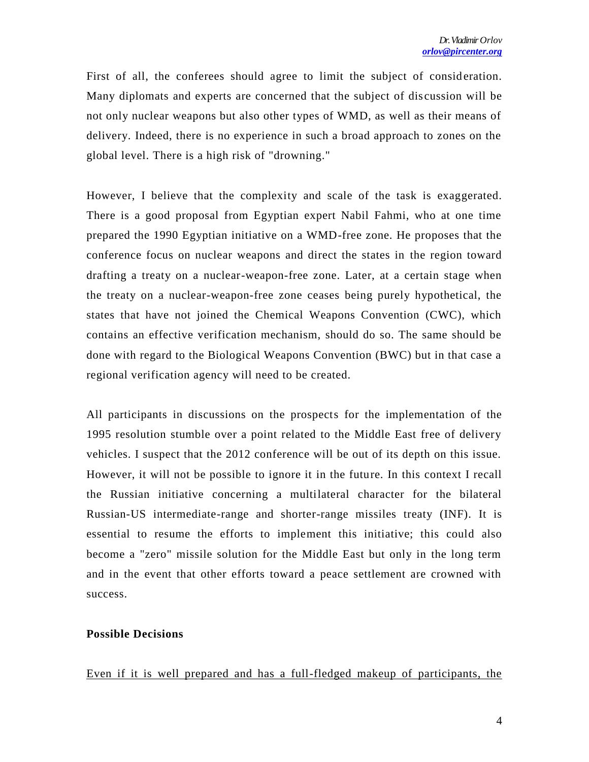First of all, the conferees should agree to limit the subject of consideration. Many diplomats and experts are concerned that the subject of discussion will be not only nuclear weapons but also other types of WMD, as well as their means of delivery. Indeed, there is no experience in such a broad approach to zones on the global level. There is a high risk of "drowning."

However, I believe that the complexity and scale of the task is exaggerated. There is a good proposal from Egyptian expert Nabil Fahmi, who at one time prepared the 1990 Egyptian initiative on a WMD-free zone. He proposes that the conference focus on nuclear weapons and direct the states in the region toward drafting a treaty on a nuclear-weapon-free zone. Later, at a certain stage when the treaty on a nuclear-weapon-free zone ceases being purely hypothetical, the states that have not joined the Chemical Weapons Convention (CWC), which contains an effective verification mechanism, should do so. The same should be done with regard to the Biological Weapons Convention (BWC) but in that case a regional verification agency will need to be created.

All participants in discussions on the prospects for the implementation of the 1995 resolution stumble over a point related to the Middle East free of delivery vehicles. I suspect that the 2012 conference will be out of its depth on this issue. However, it will not be possible to ignore it in the future. In this context I recall the Russian initiative concerning a multilateral character for the bilateral Russian-US intermediate-range and shorter-range missiles treaty (INF). It is essential to resume the efforts to implement this initiative; this could also become a "zero" missile solution for the Middle East but only in the long term and in the event that other efforts toward a peace settlement are crowned with success.

**Possible Decisions**

<u>Even if it is well prepared and has a full-fledged makeup of participants, the</u>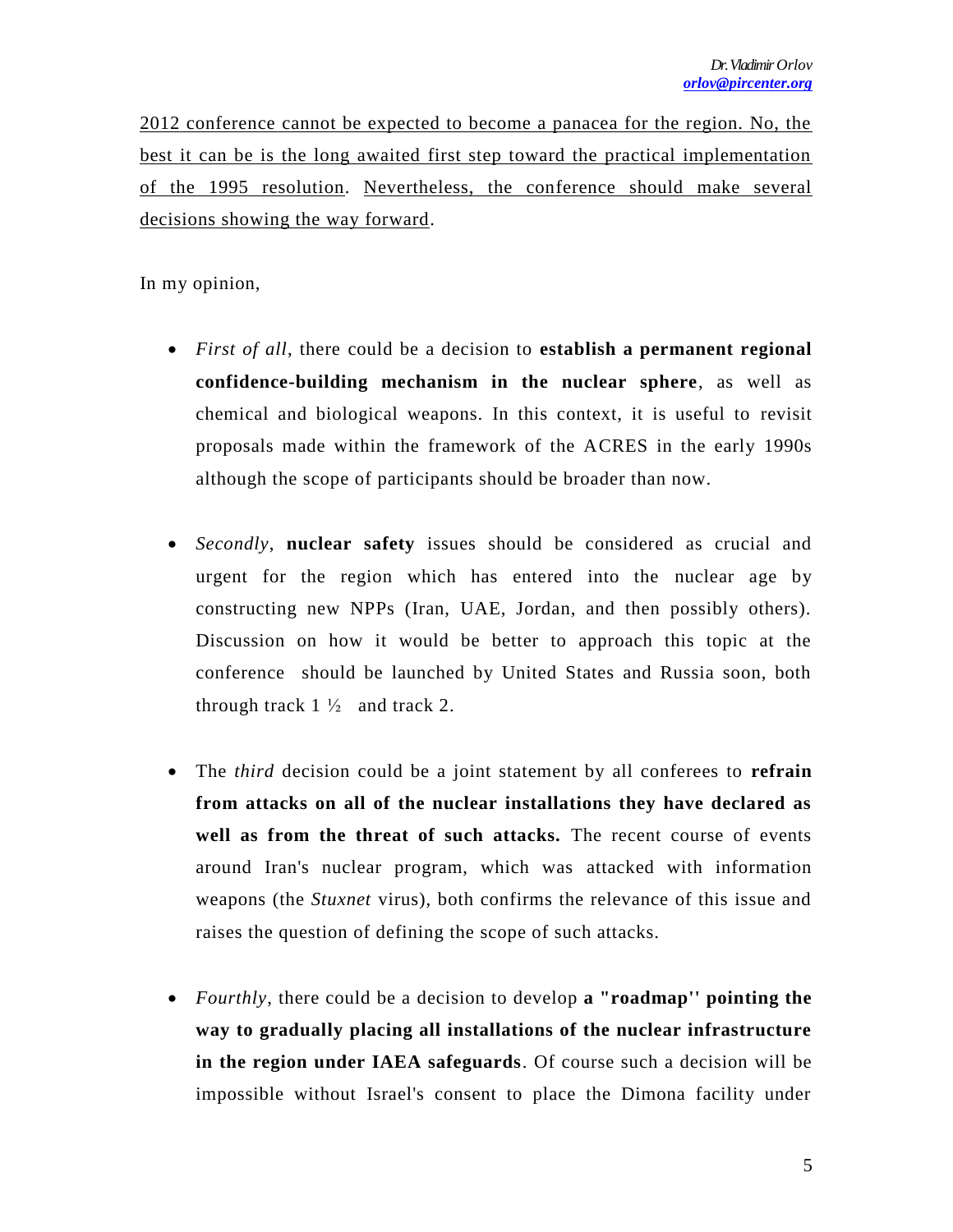2012 conference cannot be expected to become a panacea for the region. No, the best it can be is the long awaited first step toward the practical implementation of the 1995 resolution. Nevertheless, the conference should make several decisions showing the way forward.

In my opinion,

- *First of all*, there could be a decision to **establish a permanent regional confidence-building mechanism in the nuclear sphere**, as well as chemical and biological weapons. In this context, it is useful to revisit proposals made within the framework of the ACRES in the early 1990s although the scope of participants should be broader than now.

- *Secondly*, **nuclear safety** issues should be considered as crucial and urgent for the region which has entered into the nuclear age by constructing new NPPs (Iran, UAE, Jordan, and then possibly others). Discussion on how it would be better to approach this topic at the conference should be launched by United States and Russia soon, both through track 1 ½ and track 2.

- The *third* decision could be a joint statement by all conferees to **refrain from attacks on all of the nuclear installations they have declared as well as from the threat of such attacks.** The recent course of events around Iran's nuclear program, which was attacked with information weapons (the *Stuxnet* virus), both confirms the relevance of this issue and raises the question of defining the scope of such attacks.

- *Fourthly*, there could be a decision to develop **a "roadmap'' pointing the way to gradually placing all installations of the nuclear infrastructure in the region under IAEA safeguards**. Of course such a decision will be impossible without Israel's consent to place the Dimona facility under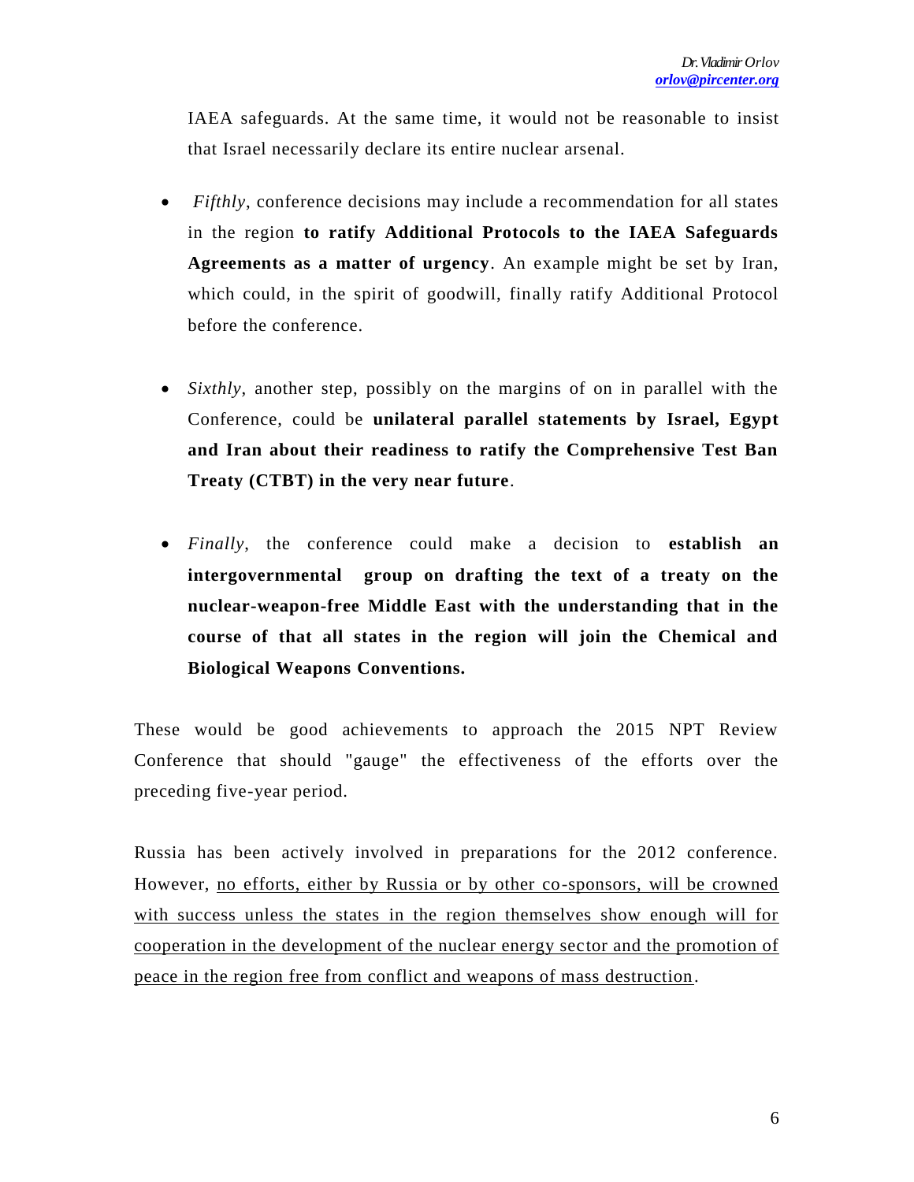IAEA safeguards. At the same time, it would not be reasonable to insist that Israel necessarily declare its entire nuclear arsenal.

- *Fifthly*, conference decisions may include a recommendation for all states in the region **to ratify Additional Protocols to the IAEA Safeguards Agreements as a matter of urgency**. An example might be set by Iran, which could, in the spirit of goodwill, finally ratify Additional Protocol before the conference.

- *Sixthly*, another step, possibly on the margins of on in parallel with the Conference, could be **unilateral parallel statements by Israel, Egypt and Iran about their readiness to ratify the Comprehensive Test Ban Treaty (CTBT) in the very near future**.

- *Finally*, the conference could make a decision to **establish an intergovernmental group on drafting the text of a treaty on the nuclear-weapon-free Middle East with the understanding that in the course of that all states in the region will join the Chemical and Biological Weapons Conventions.**

These would be good achievements to approach the 2015 NPT Review Conference that should "gauge" the effectiveness of the efforts over the preceding five-year period.

Russia has been actively involved in preparations for the 2012 conference. However, <u>no efforts, either by Russia or by other co-sponsors, will be crowned with success unless the states in the region themselves show enough will for cooperation in the development of the nuclear energy sector and the promotion of peace in the region free from conflict and weapons of mass destruction</u>.